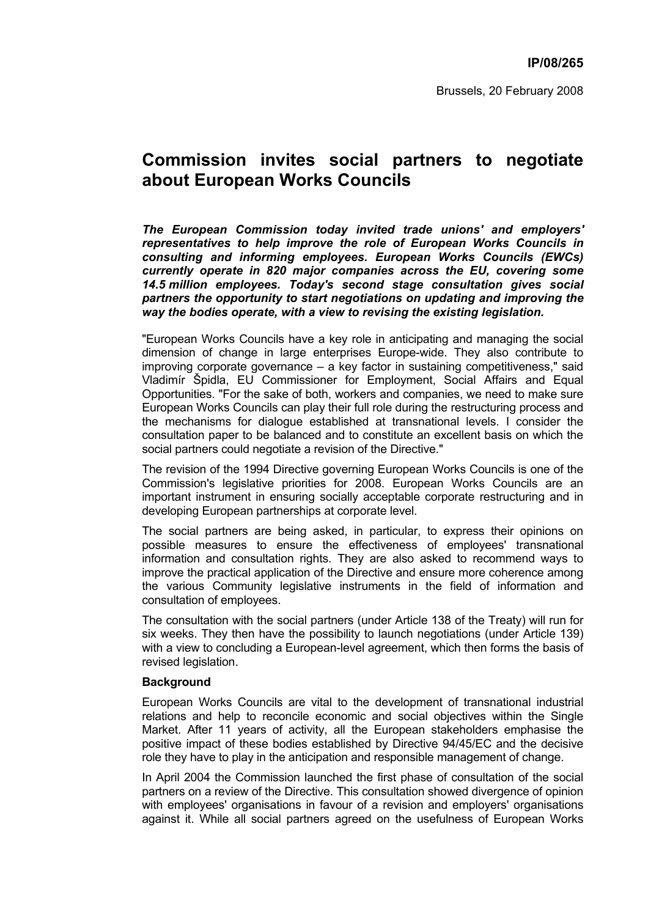**IP/08/265**

Brussels, 20 February 2008

# Commission invites social partners to negotiate about European Works Councils

***The European Commission today invited trade unions' and employers' representatives to help improve the role of European Works Councils in consulting and informing employees. European Works Councils (EWCs) currently operate in 820 major companies across the EU, covering some 14.5 million employees. Today's second stage consultation gives social partners the opportunity to start negotiations on updating and improving the way the bodies operate, with a view to revising the existing legislation.***

"European Works Councils have a key role in anticipating and managing the social dimension of change in large enterprises Europe-wide. They also contribute to improving corporate governance – a key factor in sustaining competitiveness," said Vladimír Špidla, EU Commissioner for Employment, Social Affairs and Equal Opportunities. "For the sake of both, workers and companies, we need to make sure European Works Councils can play their full role during the restructuring process and the mechanisms for dialogue established at transnational levels. I consider the consultation paper to be balanced and to constitute an excellent basis on which the social partners could negotiate a revision of the Directive."

The revision of the 1994 Directive governing European Works Councils is one of the Commission's legislative priorities for 2008. European Works Councils are an important instrument in ensuring socially acceptable corporate restructuring and in developing European partnerships at corporate level.

The social partners are being asked, in particular, to express their opinions on possible measures to ensure the effectiveness of employees' transnational information and consultation rights. They are also asked to recommend ways to improve the practical application of the Directive and ensure more coherence among the various Community legislative instruments in the field of information and consultation of employees.

The consultation with the social partners (under Article 138 of the Treaty) will run for six weeks. They then have the possibility to launch negotiations (under Article 139) with a view to concluding a European-level agreement, which then forms the basis of revised legislation.

**Background**

European Works Councils are vital to the development of transnational industrial relations and help to reconcile economic and social objectives within the Single Market. After 11 years of activity, all the European stakeholders emphasise the positive impact of these bodies established by Directive 94/45/EC and the decisive role they have to play in the anticipation and responsible management of change.

In April 2004 the Commission launched the first phase of consultation of the social partners on a review of the Directive. This consultation showed divergence of opinion with employees' organisations in favour of a revision and employers' organisations against it. While all social partners agreed on the usefulness of European Works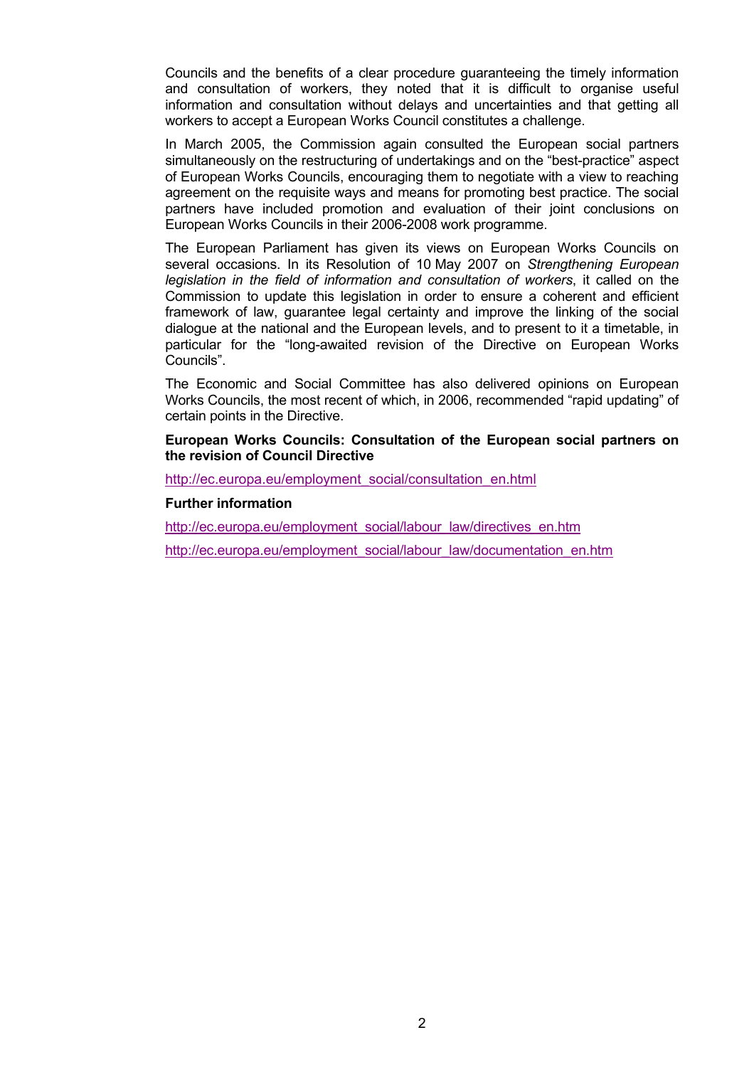Councils and the benefits of a clear procedure guaranteeing the timely information and consultation of workers, they noted that it is difficult to organise useful information and consultation without delays and uncertainties and that getting all workers to accept a European Works Council constitutes a challenge.

In March 2005, the Commission again consulted the European social partners simultaneously on the restructuring of undertakings and on the "best-practice" aspect of European Works Councils, encouraging them to negotiate with a view to reaching agreement on the requisite ways and means for promoting best practice. The social partners have included promotion and evaluation of their joint conclusions on European Works Councils in their 2006-2008 work programme.

The European Parliament has given its views on European Works Councils on several occasions. In its Resolution of 10 May 2007 on *Strengthening European legislation in the field of information and consultation of workers*, it called on the Commission to update this legislation in order to ensure a coherent and efficient framework of law, guarantee legal certainty and improve the linking of the social dialogue at the national and the European levels, and to present to it a timetable, in particular for the "long-awaited revision of the Directive on European Works Councils".

The Economic and Social Committee has also delivered opinions on European Works Councils, the most recent of which, in 2006, recommended "rapid updating" of certain points in the Directive.

**European Works Councils: Consultation of the European social partners on the revision of Council Directive**

http://ec.europa.eu/employment_social/consultation_en.html

**Further information**

http://ec.europa.eu/employment_social/labour_law/directives_en.htm

http://ec.europa.eu/employment_social/labour_law/documentation_en.htm